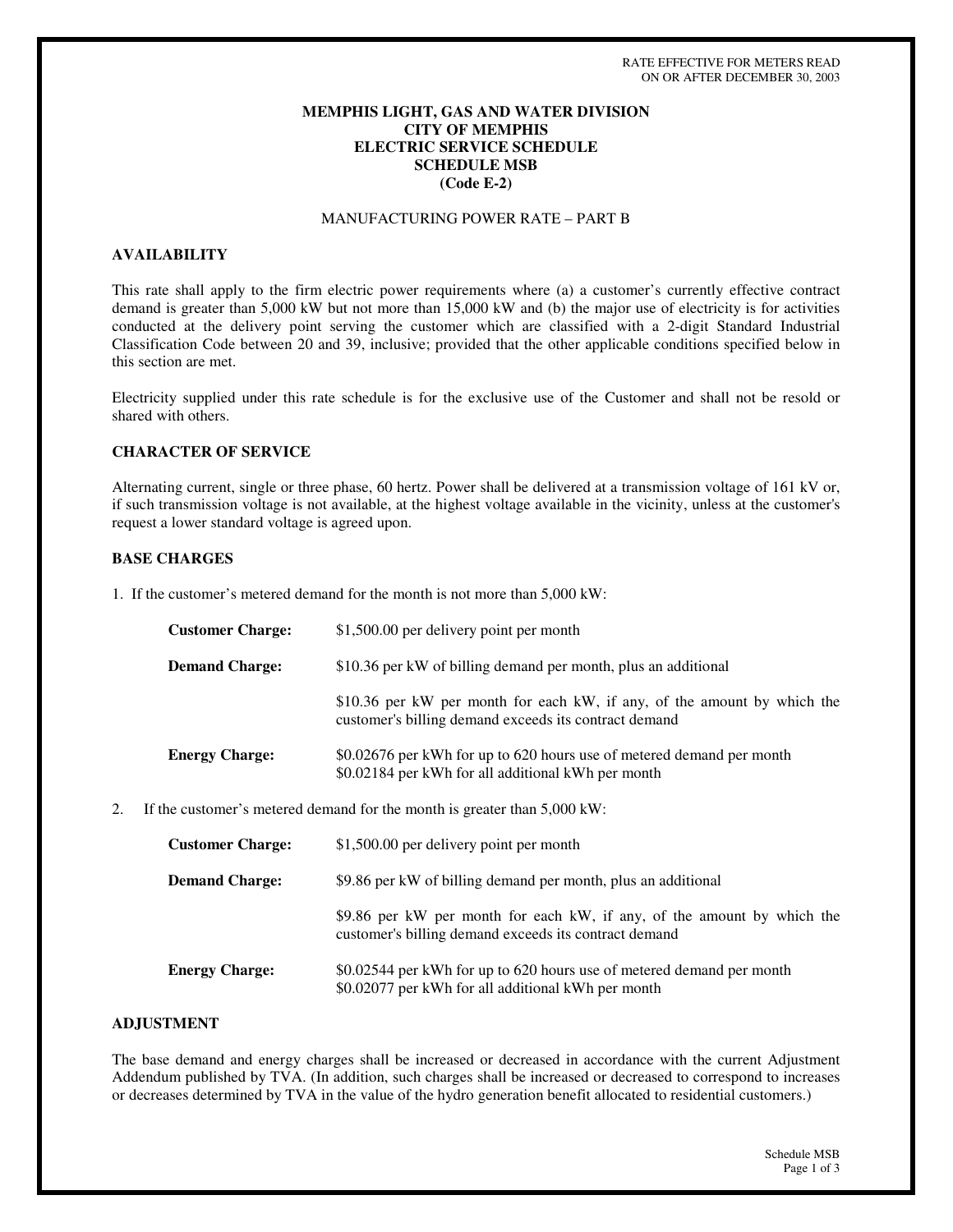RATE EFFECTIVE FOR METERS READ
ON OR AFTER DECEMBER 30, 2003

# MEMPHIS LIGHT, GAS AND WATER DIVISION
# CITY OF MEMPHIS
# ELECTRIC SERVICE SCHEDULE
# SCHEDULE MSB
# (Code E-2)

## MANUFACTURING POWER RATE – PART B

### AVAILABILITY

This rate shall apply to the firm electric power requirements where (a) a customer's currently effective contract demand is greater than 5,000 kW but not more than 15,000 kW and (b) the major use of electricity is for activities conducted at the delivery point serving the customer which are classified with a 2-digit Standard Industrial Classification Code between 20 and 39, inclusive; provided that the other applicable conditions specified below in this section are met.

Electricity supplied under this rate schedule is for the exclusive use of the Customer and shall not be resold or shared with others.

### CHARACTER OF SERVICE

Alternating current, single or three phase, 60 hertz. Power shall be delivered at a transmission voltage of 161 kV or, if such transmission voltage is not available, at the highest voltage available in the vicinity, unless at the customer's request a lower standard voltage is agreed upon.

### BASE CHARGES

1. If the customer's metered demand for the month is not more than 5,000 kW:

| | |
|---|---|
| **Customer Charge:** | $1,500.00 per delivery point per month |
| **Demand Charge:** | $10.36 per kW of billing demand per month, plus an additional |
| | $10.36 per kW per month for each kW, if any, of the amount by which the customer's billing demand exceeds its contract demand |
| **Energy Charge:** | $0.02676 per kWh for up to 620 hours use of metered demand per month<br>$0.02184 per kWh for all additional kWh per month |

2. If the customer's metered demand for the month is greater than 5,000 kW:

| | |
|---|---|
| **Customer Charge:** | $1,500.00 per delivery point per month |
| **Demand Charge:** | $9.86 per kW of billing demand per month, plus an additional |
| | $9.86 per kW per month for each kW, if any, of the amount by which the customer's billing demand exceeds its contract demand |
| **Energy Charge:** | $0.02544 per kWh for up to 620 hours use of metered demand per month<br>$0.02077 per kWh for all additional kWh per month |

### ADJUSTMENT

The base demand and energy charges shall be increased or decreased in accordance with the current Adjustment Addendum published by TVA. (In addition, such charges shall be increased or decreased to correspond to increases or decreases determined by TVA in the value of the hydro generation benefit allocated to residential customers.)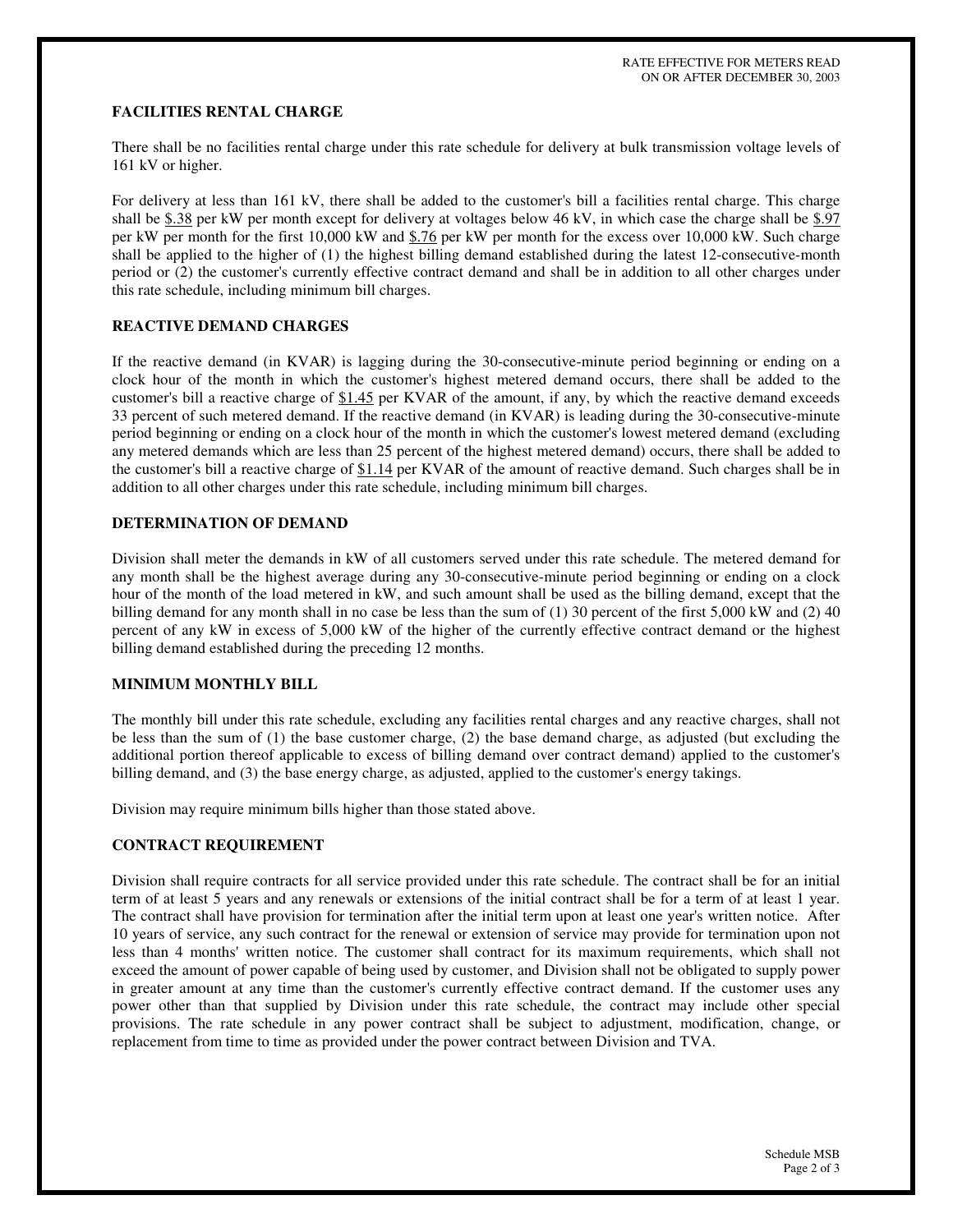RATE EFFECTIVE FOR METERS READ ON OR AFTER DECEMBER 30, 2003

## FACILITIES RENTAL CHARGE

There shall be no facilities rental charge under this rate schedule for delivery at bulk transmission voltage levels of 161 kV or higher.

For delivery at less than 161 kV, there shall be added to the customer's bill a facilities rental charge. This charge shall be $.38 per kW per month except for delivery at voltages below 46 kV, in which case the charge shall be $.97 per kW per month for the first 10,000 kW and $.76 per kW per month for the excess over 10,000 kW. Such charge shall be applied to the higher of (1) the highest billing demand established during the latest 12-consecutive-month period or (2) the customer's currently effective contract demand and shall be in addition to all other charges under this rate schedule, including minimum bill charges.

## REACTIVE DEMAND CHARGES

If the reactive demand (in KVAR) is lagging during the 30-consecutive-minute period beginning or ending on a clock hour of the month in which the customer's highest metered demand occurs, there shall be added to the customer's bill a reactive charge of $1.45 per KVAR of the amount, if any, by which the reactive demand exceeds 33 percent of such metered demand. If the reactive demand (in KVAR) is leading during the 30-consecutive-minute period beginning or ending on a clock hour of the month in which the customer's lowest metered demand (excluding any metered demands which are less than 25 percent of the highest metered demand) occurs, there shall be added to the customer's bill a reactive charge of $1.14 per KVAR of the amount of reactive demand. Such charges shall be in addition to all other charges under this rate schedule, including minimum bill charges.

## DETERMINATION OF DEMAND

Division shall meter the demands in kW of all customers served under this rate schedule. The metered demand for any month shall be the highest average during any 30-consecutive-minute period beginning or ending on a clock hour of the month of the load metered in kW, and such amount shall be used as the billing demand, except that the billing demand for any month shall in no case be less than the sum of (1) 30 percent of the first 5,000 kW and (2) 40 percent of any kW in excess of 5,000 kW of the higher of the currently effective contract demand or the highest billing demand established during the preceding 12 months.

## MINIMUM MONTHLY BILL

The monthly bill under this rate schedule, excluding any facilities rental charges and any reactive charges, shall not be less than the sum of (1) the base customer charge, (2) the base demand charge, as adjusted (but excluding the additional portion thereof applicable to excess of billing demand over contract demand) applied to the customer's billing demand, and (3) the base energy charge, as adjusted, applied to the customer's energy takings.

Division may require minimum bills higher than those stated above.

## CONTRACT REQUIREMENT

Division shall require contracts for all service provided under this rate schedule. The contract shall be for an initial term of at least 5 years and any renewals or extensions of the initial contract shall be for a term of at least 1 year. The contract shall have provision for termination after the initial term upon at least one year's written notice. After 10 years of service, any such contract for the renewal or extension of service may provide for termination upon not less than 4 months' written notice. The customer shall contract for its maximum requirements, which shall not exceed the amount of power capable of being used by customer, and Division shall not be obligated to supply power in greater amount at any time than the customer's currently effective contract demand. If the customer uses any power other than that supplied by Division under this rate schedule, the contract may include other special provisions. The rate schedule in any power contract shall be subject to adjustment, modification, change, or replacement from time to time as provided under the power contract between Division and TVA.

Schedule MSB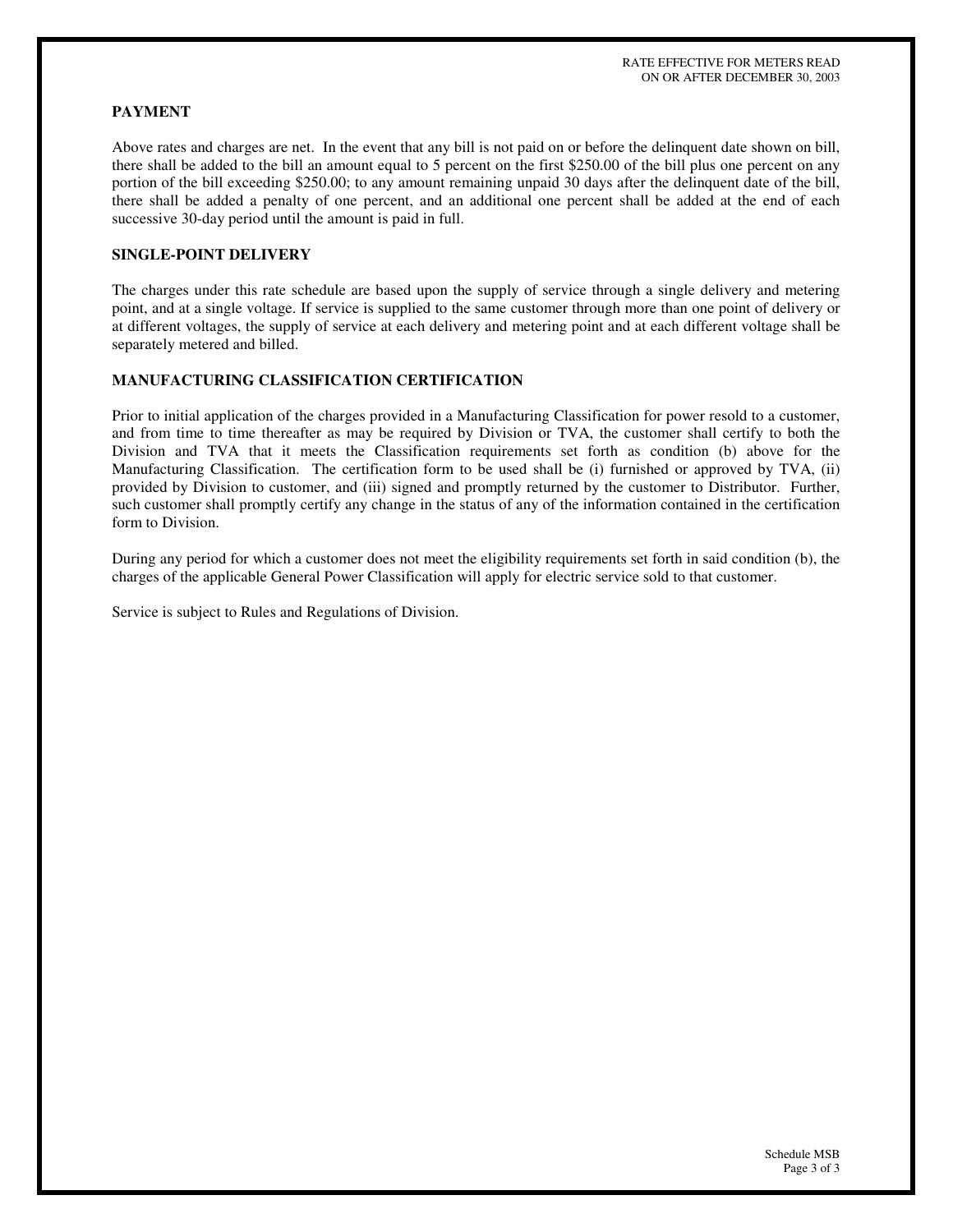## PAYMENT

Above rates and charges are net. In the event that any bill is not paid on or before the delinquent date shown on bill, there shall be added to the bill an amount equal to 5 percent on the first $250.00 of the bill plus one percent on any portion of the bill exceeding $250.00; to any amount remaining unpaid 30 days after the delinquent date of the bill, there shall be added a penalty of one percent, and an additional one percent shall be added at the end of each successive 30-day period until the amount is paid in full.

## SINGLE-POINT DELIVERY

The charges under this rate schedule are based upon the supply of service through a single delivery and metering point, and at a single voltage. If service is supplied to the same customer through more than one point of delivery or at different voltages, the supply of service at each delivery and metering point and at each different voltage shall be separately metered and billed.

## MANUFACTURING CLASSIFICATION CERTIFICATION

Prior to initial application of the charges provided in a Manufacturing Classification for power resold to a customer, and from time to time thereafter as may be required by Division or TVA, the customer shall certify to both the Division and TVA that it meets the Classification requirements set forth as condition (b) above for the Manufacturing Classification. The certification form to be used shall be (i) furnished or approved by TVA, (ii) provided by Division to customer, and (iii) signed and promptly returned by the customer to Distributor. Further, such customer shall promptly certify any change in the status of any of the information contained in the certification form to Division.

During any period for which a customer does not meet the eligibility requirements set forth in said condition (b), the charges of the applicable General Power Classification will apply for electric service sold to that customer.

Service is subject to Rules and Regulations of Division.